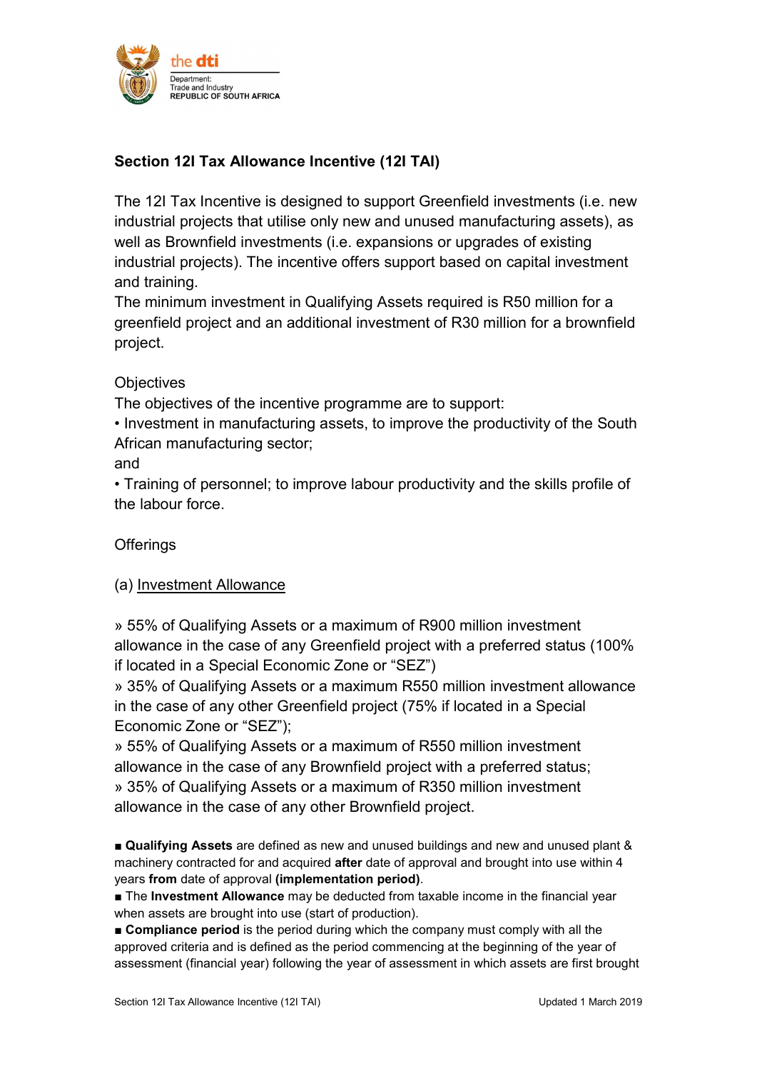the dti
Department:
Trade and Industry
REPUBLIC OF SOUTH AFRICA

## Section 12I Tax Allowance Incentive (12I TAI)

The 12I Tax Incentive is designed to support Greenfield investments (i.e. new industrial projects that utilise only new and unused manufacturing assets), as well as Brownfield investments (i.e. expansions or upgrades of existing industrial projects). The incentive offers support based on capital investment and training.
The minimum investment in Qualifying Assets required is R50 million for a greenfield project and an additional investment of R30 million for a brownfield project.

Objectives
The objectives of the incentive programme are to support:
• Investment in manufacturing assets, to improve the productivity of the South African manufacturing sector;
and
• Training of personnel; to improve labour productivity and the skills profile of the labour force.

Offerings

(a) <u>Investment Allowance</u>

» 55% of Qualifying Assets or a maximum of R900 million investment allowance in the case of any Greenfield project with a preferred status (100% if located in a Special Economic Zone or "SEZ")
» 35% of Qualifying Assets or a maximum R550 million investment allowance in the case of any other Greenfield project (75% if located in a Special Economic Zone or "SEZ");
» 55% of Qualifying Assets or a maximum of R550 million investment allowance in the case of any Brownfield project with a preferred status;
» 35% of Qualifying Assets or a maximum of R350 million investment allowance in the case of any other Brownfield project.

■ **Qualifying Assets** are defined as new and unused buildings and new and unused plant & machinery contracted for and acquired **after** date of approval and brought into use within 4 years **from** date of approval **(implementation period)**.
■ The **Investment Allowance** may be deducted from taxable income in the financial year when assets are brought into use (start of production).
■ **Compliance period** is the period during which the company must comply with all the approved criteria and is defined as the period commencing at the beginning of the year of assessment (financial year) following the year of assessment in which assets are first brought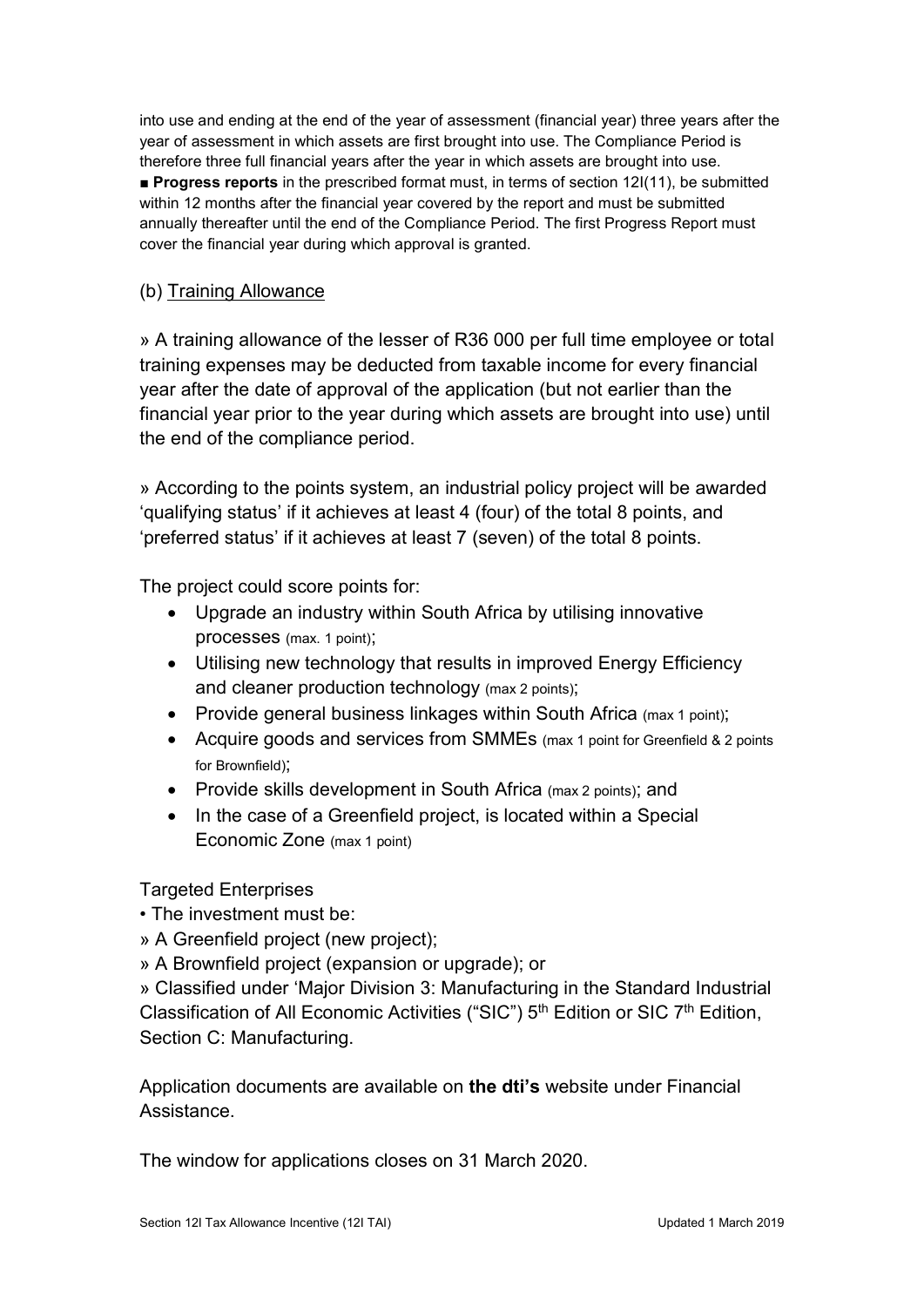into use and ending at the end of the year of assessment (financial year) three years after the year of assessment in which assets are first brought into use. The Compliance Period is therefore three full financial years after the year in which assets are brought into use.

■ **Progress reports** in the prescribed format must, in terms of section 12I(11), be submitted within 12 months after the financial year covered by the report and must be submitted annually thereafter until the end of the Compliance Period. The first Progress Report must cover the financial year during which approval is granted.

(b) Training Allowance

» A training allowance of the lesser of R36 000 per full time employee or total training expenses may be deducted from taxable income for every financial year after the date of approval of the application (but not earlier than the financial year prior to the year during which assets are brought into use) until the end of the compliance period.

» According to the points system, an industrial policy project will be awarded 'qualifying status' if it achieves at least 4 (four) of the total 8 points, and 'preferred status' if it achieves at least 7 (seven) of the total 8 points.

The project could score points for:

- Upgrade an industry within South Africa by utilising innovative processes (max. 1 point);
- Utilising new technology that results in improved Energy Efficiency and cleaner production technology (max 2 points);
- Provide general business linkages within South Africa (max 1 point);
- Acquire goods and services from SMMEs (max 1 point for Greenfield & 2 points for Brownfield);
- Provide skills development in South Africa (max 2 points); and
- In the case of a Greenfield project, is located within a Special Economic Zone (max 1 point)

Targeted Enterprises

• The investment must be:

» A Greenfield project (new project);

» A Brownfield project (expansion or upgrade); or

» Classified under 'Major Division 3: Manufacturing in the Standard Industrial Classification of All Economic Activities ("SIC") 5th Edition or SIC 7th Edition, Section C: Manufacturing.

Application documents are available on **the dti's** website under Financial Assistance.

The window for applications closes on 31 March 2020.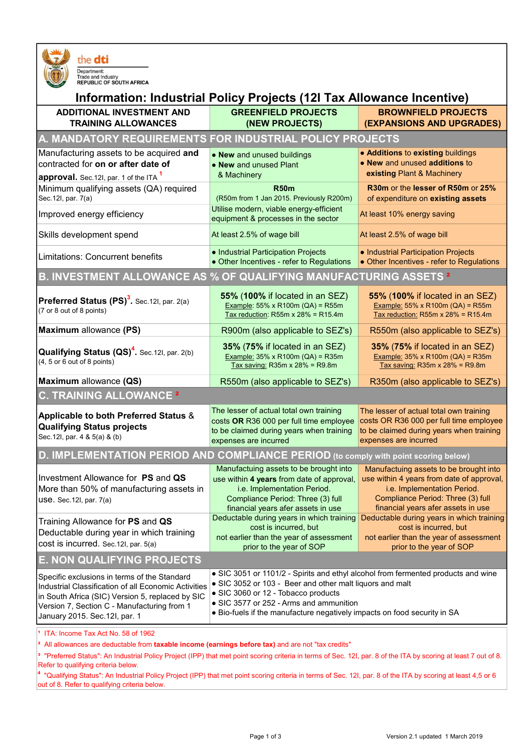the dti
Department:
Trade and Industry
REPUBLIC OF SOUTH AFRICA

# Information: Industrial Policy Projects (12I Tax Allowance Incentive)

| ADDITIONAL INVESTMENT AND TRAINING ALLOWANCES | GREENFIELD PROJECTS (NEW PROJECTS) | BROWNFIELD PROJECTS (EXPANSIONS AND UPGRADES) |
|---|---|---|
| **A. MANDATORY REQUIREMENTS FOR INDUSTRIAL POLICY PROJECTS** | | |
| Manufacturing assets to be acquired **and** contracted for **on or after date of approval.** Sec.12I, par. 1 of the ITA [1] | • **New** and unused buildings<br>• **New** and unused Plant & Machinery | • **Additions** to **existing** buildings<br>• **New** and unused **additions** to **existing** Plant & Machinery |
| Minimum qualifying assets (QA) required Sec.12I, par. 7(a) | **R50m**<br>(R50m from 1 Jan 2015. Previously R200m) | **R30m** or the **lesser of R50m** or **25%** of expenditure on **existing assets** |
| Improved energy efficiency | Utilise modern, viable energy-efficient equipment & processes in the sector | At least 10% energy saving |
| Skills development spend | At least 2.5% of wage bill | At least 2.5% of wage bill |
| Limitations: Concurrent benefits | • Industrial Participation Projects<br>• Other Incentives - refer to Regulations | • Industrial Participation Projects<br>• Other Incentives - refer to Regulations |
| **B. INVESTMENT ALLOWANCE AS % OF QUALIFYING MANUFACTURING ASSETS** [2] | | |
| **Preferred Status (PS)**[3]**.** Sec.12I, par. 2(a)<br>(7 or 8 out of 8 points) | **55%** (**100%** if located in an SEZ)<br>Example: 55% x R100m (QA) = R55m<br>Tax reduction: R55m x 28% = R15.4m | **55%** (**100%** if located in an SEZ)<br>Example: 55% x R100m (QA) = R55m<br>Tax reduction: R55m x 28% = R15.4m |
| **Maximum** allowance **(PS)** | R900m (also applicable to SEZ's) | R550m (also applicable to SEZ's) |
| **Qualifying Status (QS)**[4]**.** Sec.12I, par. 2(b)<br>(4, 5 or 6 out of 8 points) | **35%** (**75%** if located in an SEZ)<br>Example: 35% x R100m (QA) = R35m<br>Tax saving: R35m x 28% = R9.8m | **35%** (**75%** if located in an SEZ)<br>Example: 35% x R100m (QA) = R35m<br>Tax saving: R35m x 28% = R9.8m |
| **Maximum** allowance **(QS)** | R550m (also applicable to SEZ's) | R350m (also applicable to SEZ's) |
| **C. TRAINING ALLOWANCE** [2] | | |
| **Applicable to both Preferred Status & Qualifying Status projects**<br>Sec.12I, par. 4 & 5(a) & (b) | The lesser of actual total own training costs **OR** R36 000 per full time employee to be claimed during years when training expenses are incurred | The lesser of actual total own training costs OR R36 000 per full time employee to be claimed during years when training expenses are incurred |
| **D. IMPLEMENTATION PERIOD AND COMPLIANCE PERIOD** (to comply with point scoring below) | | |
| Investment Allowance for **PS** and **QS** More than 50% of manufacturing assets in use. Sec.12I, par. 7(a) | Manufacturing assets to be brought into use within **4 years** from date of approval, i.e. Implementation Period.<br>Compliance Period: Three (3) full financial years after assets in use | Manufactuing assets to be brought into use within 4 years from date of approval, i.e. Implementation Period.<br>Compliance Period: Three (3) full financial years after assets in use |
| Training Allowance for **PS** and **QS** Deductable during year in which training cost is incurred. Sec.12I, par. 5(a) | Deductable during years in which training cost is incurred, but not earlier than the year of assessment prior to the year of SOP | Deductable during years in which training cost is incurred, but not earlier than the year of assessment prior to the year of SOP |
| **E. NON QUALIFYING PROJECTS** | | |
| Specific exclusions in terms of the Standard Industrial Classification of all Economic Activities in South Africa (SIC) Version 5, replaced by SIC Version 7, Section C - Manufacturing from 1 January 2015. Sec.12I, par. 1 | • SIC 3051 or 1101/2 - Spirits and ethyl alcohol from fermented products and wine<br>• SIC 3052 or 103 - Beer and other malt liquors and malt<br>• SIC 3060 or 12 - Tobacco products<br>• SIC 3577 or 252 - Arms and ammunition<br>• Bio-fuels if the manufacture negatively impacts on food security in SA | |

[1] ITA: Income Tax Act No. 58 of 1962

[2] All allowances are deductable from **taxable income (earnings before tax)** and are not "tax credits"

[3] "Preferred Status": An Industrial Policy Project (IPP) that met point scoring criteria in terms of Sec. 12I, par. 8 of the ITA by scoring at least 7 out of 8. Refer to qualifying criteria below.

[4] "Qualifying Status": An Industrial Policy Project (IPP) that met point scoring criteria in terms of Sec. 12I, par. 8 of the ITA by scoring at least 4,5 or 6 out of 8. Refer to qualifying criteria below.

Version 2.1 updated 1 March 2019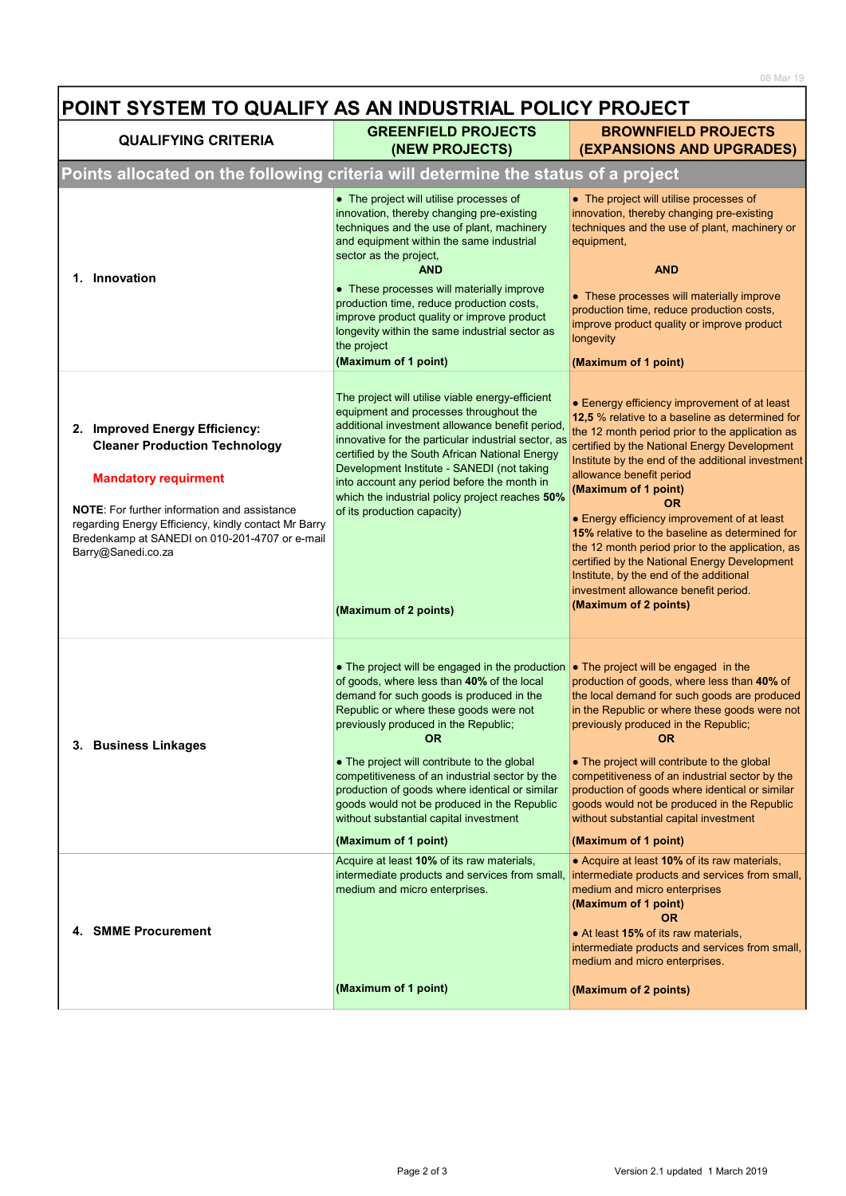# POINT SYSTEM TO QUALIFY AS AN INDUSTRIAL POLICY PROJECT

| QUALIFYING CRITERIA | GREENFIELD PROJECTS (NEW PROJECTS) | BROWNFIELD PROJECTS (EXPANSIONS AND UPGRADES) |
|---|---|---|
| **Points allocated on the following criteria will determine the status of a project** | | |
| **1. Innovation** | • The project will utilise processes of innovation, thereby changing pre-existing techniques and the use of plant, machinery and equipment within the same industrial sector as the project, **AND** • These processes will materially improve production time, reduce production costs, improve product quality or improve product longevity within the same industrial sector as the project **(Maximum of 1 point)** | • The project will utilise processes of innovation, thereby changing pre-existing techniques and the use of plant, machinery or equipment, **AND** • These processes will materially improve production time, reduce production costs, improve product quality or improve product longevity **(Maximum of 1 point)** |
| **2. Improved Energy Efficiency: Cleaner Production Technology** **Mandatory requirment** **NOTE**: For further information and assistance regarding Energy Efficiency, kindly contact Mr Barry Bredenkamp at SANEDI on 010-201-4707 or e-mail Barry@Sanedi.co.za | The project will utilise viable energy-efficient equipment and processes throughout the additional investment allowance benefit period, innovative for the particular industrial sector, as certified by the South African National Energy Development Institute - SANEDI (not taking into account any period before the month in which the industrial policy project reaches **50%** of its production capacity) **(Maximum of 2 points)** | • Eenergy efficiency improvement of at least **12,5** % relative to a baseline as determined for the 12 month period prior to the application as certified by the National Energy Development Institute by the end of the additional investment allowance benefit period **(Maximum of 1 point)** **OR** • Energy efficiency improvement of at least **15%** relative to the baseline as determined for the 12 month period prior to the application, as certified by the National Energy Development Institute, by the end of the additional investment allowance benefit period. **(Maximum of 2 points)** |
| **3. Business Linkages** | • The project will be engaged in the production of goods, where less than **40%** of the local demand for such goods is produced in the Republic or where these goods were not previously produced in the Republic; **OR** • The project will contribute to the global competitiveness of an industrial sector by the production of goods where identical or similar goods would not be produced in the Republic without substantial capital investment **(Maximum of 1 point)** | • The project will be engaged in the production of goods, where less than **40%** of the local demand for such goods are produced in the Republic or where these goods were not previously produced in the Republic; **OR** • The project will contribute to the global competitiveness of an industrial sector by the production of goods where identical or similar goods would not be produced in the Republic without substantial capital investment **(Maximum of 1 point)** |
| **4. SMME Procurement** | Acquire at least **10%** of its raw materials, intermediate products and services from small, medium and micro enterprises. **(Maximum of 1 point)** | • Acquire at least **10%** of its raw materials, intermediate products and services from small, medium and micro enterprises **(Maximum of 1 point)** **OR** • At least **15%** of its raw materials, intermediate products and services from small, medium and micro enterprises. **(Maximum of 2 points)** |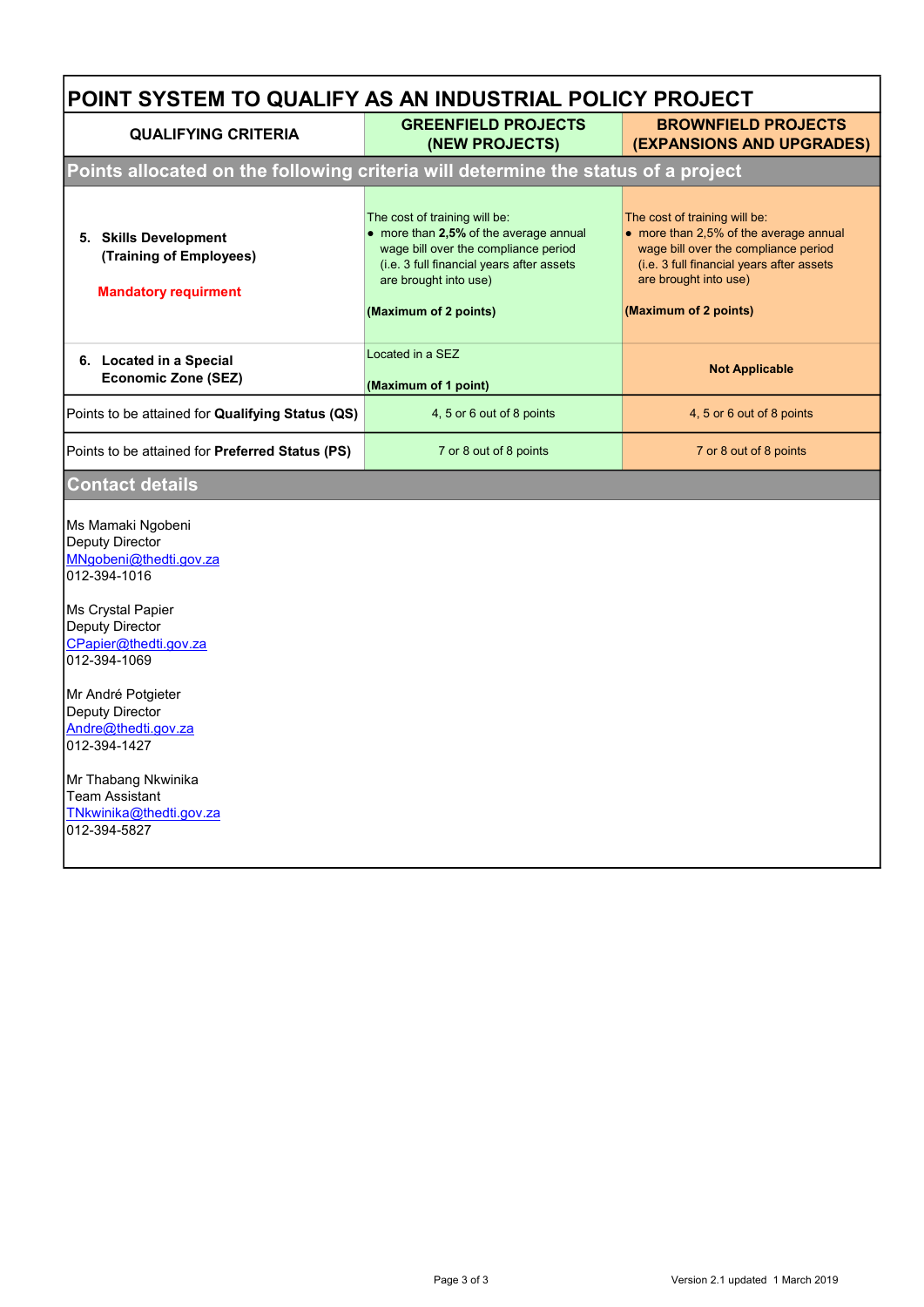# POINT SYSTEM TO QUALIFY AS AN INDUSTRIAL POLICY PROJECT

| QUALIFYING CRITERIA | GREENFIELD PROJECTS (NEW PROJECTS) | BROWNFIELD PROJECTS (EXPANSIONS AND UPGRADES) |
|---|---|---|
| **Points allocated on the following criteria will determine the status of a project** | | |
| **5. Skills Development (Training of Employees)**<br><br>**Mandatory requirment** | The cost of training will be:<br>• more than **2,5%** of the average annual wage bill over the compliance period (i.e. 3 full financial years after assets are brought into use)<br><br>**(Maximum of 2 points)** | The cost of training will be:<br>• more than 2,5% of the average annual wage bill over the compliance period (i.e. 3 full financial years after assets are brought into use)<br><br>**(Maximum of 2 points)** |
| **6. Located in a Special Economic Zone (SEZ)** | Located in a SEZ<br><br>**(Maximum of 1 point)** | **Not Applicable** |
| Points to be attained for **Qualifying Status (QS)** | 4, 5 or 6 out of 8 points | 4, 5 or 6 out of 8 points |
| Points to be attained for **Preferred Status (PS)** | 7 or 8 out of 8 points | 7 or 8 out of 8 points |

## Contact details

Ms Mamaki Ngobeni
Deputy Director
MNgobeni@thedti.gov.za
012-394-1016

Ms Crystal Papier
Deputy Director
CPapier@thedti.gov.za
012-394-1069

Mr André Potgieter
Deputy Director
Andre@thedti.gov.za
012-394-1427

Mr Thabang Nkwinika
Team Assistant
TNkwinika@thedti.gov.za
012-394-5827

Version 2.1 updated 1 March 2019